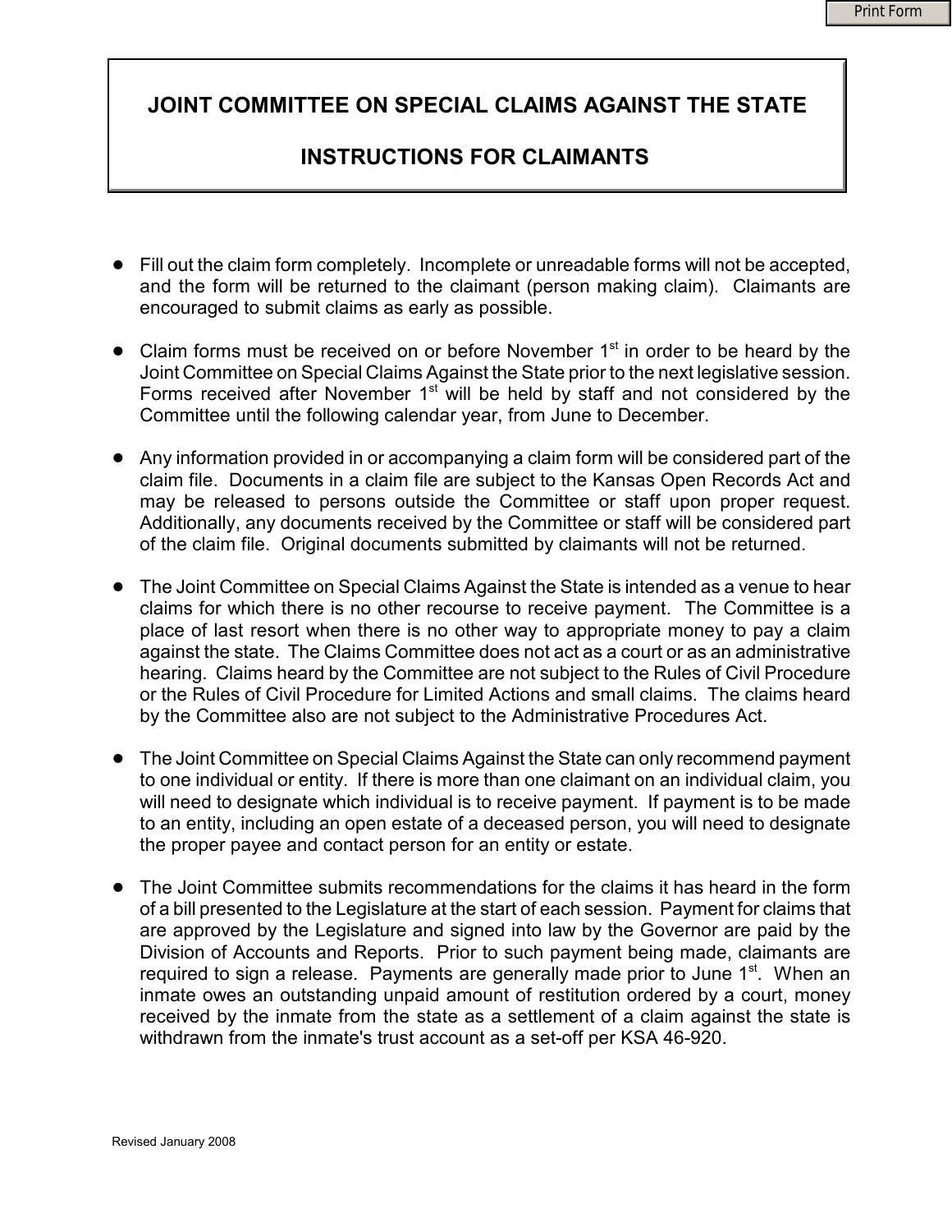# JOINT COMMITTEE ON SPECIAL CLAIMS AGAINST THE STATE

# INSTRUCTIONS FOR CLAIMANTS

- Fill out the claim form completely. Incomplete or unreadable forms will not be accepted, and the form will be returned to the claimant (person making claim). Claimants are encouraged to submit claims as early as possible.

- Claim forms must be received on or before November 1st in order to be heard by the Joint Committee on Special Claims Against the State prior to the next legislative session. Forms received after November 1st will be held by staff and not considered by the Committee until the following calendar year, from June to December.

- Any information provided in or accompanying a claim form will be considered part of the claim file. Documents in a claim file are subject to the Kansas Open Records Act and may be released to persons outside the Committee or staff upon proper request. Additionally, any documents received by the Committee or staff will be considered part of the claim file. Original documents submitted by claimants will not be returned.

- The Joint Committee on Special Claims Against the State is intended as a venue to hear claims for which there is no other recourse to receive payment. The Committee is a place of last resort when there is no other way to appropriate money to pay a claim against the state. The Claims Committee does not act as a court or as an administrative hearing. Claims heard by the Committee are not subject to the Rules of Civil Procedure or the Rules of Civil Procedure for Limited Actions and small claims. The claims heard by the Committee also are not subject to the Administrative Procedures Act.

- The Joint Committee on Special Claims Against the State can only recommend payment to one individual or entity. If there is more than one claimant on an individual claim, you will need to designate which individual is to receive payment. If payment is to be made to an entity, including an open estate of a deceased person, you will need to designate the proper payee and contact person for an entity or estate.

- The Joint Committee submits recommendations for the claims it has heard in the form of a bill presented to the Legislature at the start of each session. Payment for claims that are approved by the Legislature and signed into law by the Governor are paid by the Division of Accounts and Reports. Prior to such payment being made, claimants are required to sign a release. Payments are generally made prior to June 1st. When an inmate owes an outstanding unpaid amount of restitution ordered by a court, money received by the inmate from the state as a settlement of a claim against the state is withdrawn from the inmate's trust account as a set-off per KSA 46-920.

Revised January 2008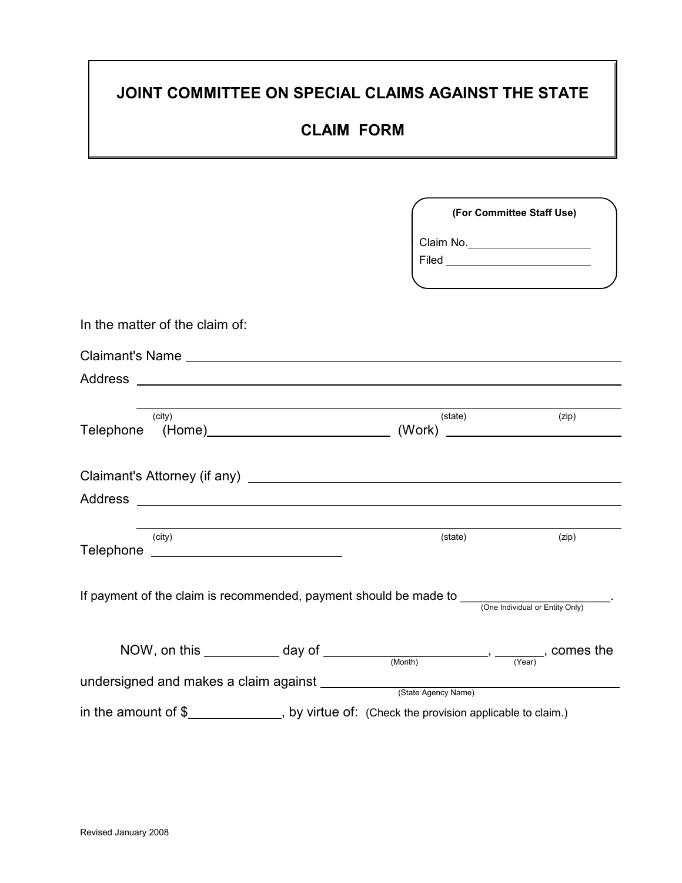# JOINT COMMITTEE ON SPECIAL CLAIMS AGAINST THE STATE

## CLAIM FORM

**(For Committee Staff Use)**

Claim No.\_\_\_\_\_\_\_\_\_\_\_\_\_\_\_\_\_\_\_\_

Filed \_\_\_\_\_\_\_\_\_\_\_\_\_\_\_\_\_\_\_\_\_\_\_\_

In the matter of the claim of:

Claimant's Name \_\_\_\_\_\_\_\_\_\_\_\_\_\_\_\_\_\_\_\_\_\_\_\_\_\_\_\_\_\_\_\_\_\_\_\_\_\_\_\_\_\_\_\_\_\_\_\_

Address \_\_\_\_\_\_\_\_\_\_\_\_\_\_\_\_\_\_\_\_\_\_\_\_\_\_\_\_\_\_\_\_\_\_\_\_\_\_\_\_\_\_\_\_\_\_\_\_\_\_\_\_\_\_\_\_

\_\_\_\_\_\_\_\_\_\_\_\_\_\_\_\_\_\_\_\_\_\_\_\_\_\_\_\_\_\_\_\_\_\_\_\_\_\_\_\_\_\_\_\_\_\_\_\_\_\_\_\_\_\_\_\_

(city) (state) (zip)

Telephone (Home)\_\_\_\_\_\_\_\_\_\_\_\_\_\_\_\_\_\_\_\_\_\_\_\_ (Work) \_\_\_\_\_\_\_\_\_\_\_\_\_\_\_\_\_\_\_\_\_\_\_\_

Claimant's Attorney (if any) \_\_\_\_\_\_\_\_\_\_\_\_\_\_\_\_\_\_\_\_\_\_\_\_\_\_\_\_\_\_\_\_\_\_\_\_\_\_\_\_

Address \_\_\_\_\_\_\_\_\_\_\_\_\_\_\_\_\_\_\_\_\_\_\_\_\_\_\_\_\_\_\_\_\_\_\_\_\_\_\_\_\_\_\_\_\_\_\_\_\_\_\_\_\_\_\_\_

\_\_\_\_\_\_\_\_\_\_\_\_\_\_\_\_\_\_\_\_\_\_\_\_\_\_\_\_\_\_\_\_\_\_\_\_\_\_\_\_\_\_\_\_\_\_\_\_\_\_\_\_\_\_\_\_

(city) (state) (zip)

Telephone \_\_\_\_\_\_\_\_\_\_\_\_\_\_\_\_\_\_\_\_\_\_\_\_\_\_\_\_

If payment of the claim is recommended, payment should be made to \_\_\_\_\_\_\_\_\_\_\_\_\_\_\_\_\_\_\_\_\_\_.
(One Individual or Entity Only)

NOW, on this \_\_\_\_\_\_\_\_\_\_ day of \_\_\_\_\_\_\_\_\_\_\_\_\_\_\_\_\_\_\_\_\_\_\_\_, \_\_\_\_\_\_\_, comes the
(Month) (Year)

undersigned and makes a claim against \_\_\_\_\_\_\_\_\_\_\_\_\_\_\_\_\_\_\_\_\_\_\_\_\_\_\_\_\_\_\_\_\_\_\_\_\_\_\_\_\_\_
(State Agency Name)

in the amount of $\_\_\_\_\_\_\_\_\_\_\_\_\_, by virtue of: (Check the provision applicable to claim.)

Revised January 2008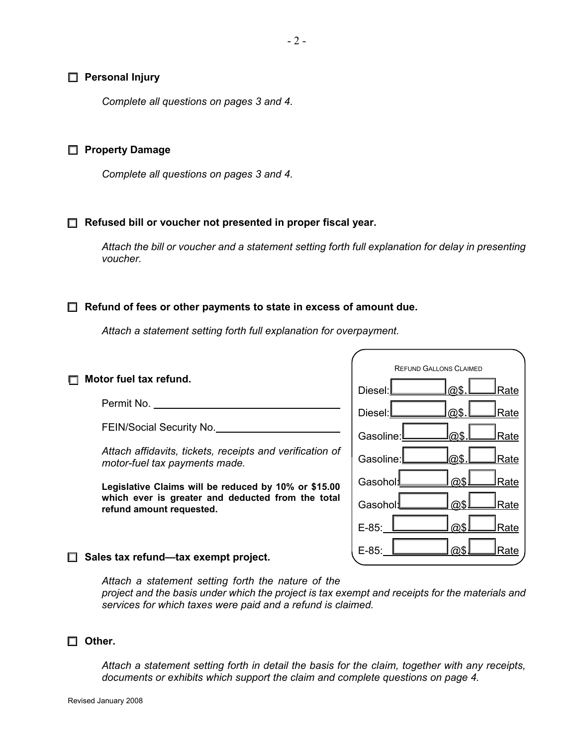☐ **Personal Injury**

*Complete all questions on pages 3 and 4.*

☐ **Property Damage**

*Complete all questions on pages 3 and 4.*

☐ **Refused bill or voucher not presented in proper fiscal year.**

*Attach the bill or voucher and a statement setting forth full explanation for delay in presenting voucher.*

☐ **Refund of fees or other payments to state in excess of amount due.**

*Attach a statement setting forth full explanation for overpayment.*

☐ **Motor fuel tax refund.**

Permit No. ______________________________

FEIN/Social Security No.______________________

*Attach affidavits, tickets, receipts and verification of motor-fuel tax payments made.*

**Legislative Claims will be reduced by 10% or $15.00 which ever is greater and deducted from the total refund amount requested.**

| REFUND GALLONS CLAIMED | | | |
|---|---|---|---|
| Diesel: | | @$. | Rate |
| Diesel: | | @$. | Rate |
| Gasoline: | | @$. | Rate |
| Gasoline: | | @$. | Rate |
| Gasohol: | | @$ | Rate |
| Gasohol: | | @$ | Rate |
| E-85: | | @$ | Rate |
| E-85: | | @$ | Rate |

☐ **Sales tax refund—tax exempt project.**

*Attach a statement setting forth the nature of the project and the basis under which the project is tax exempt and receipts for the materials and services for which taxes were paid and a refund is claimed.*

☐ **Other.**

*Attach a statement setting forth in detail the basis for the claim, together with any receipts, documents or exhibits which support the claim and complete questions on page 4.*

Revised January 2008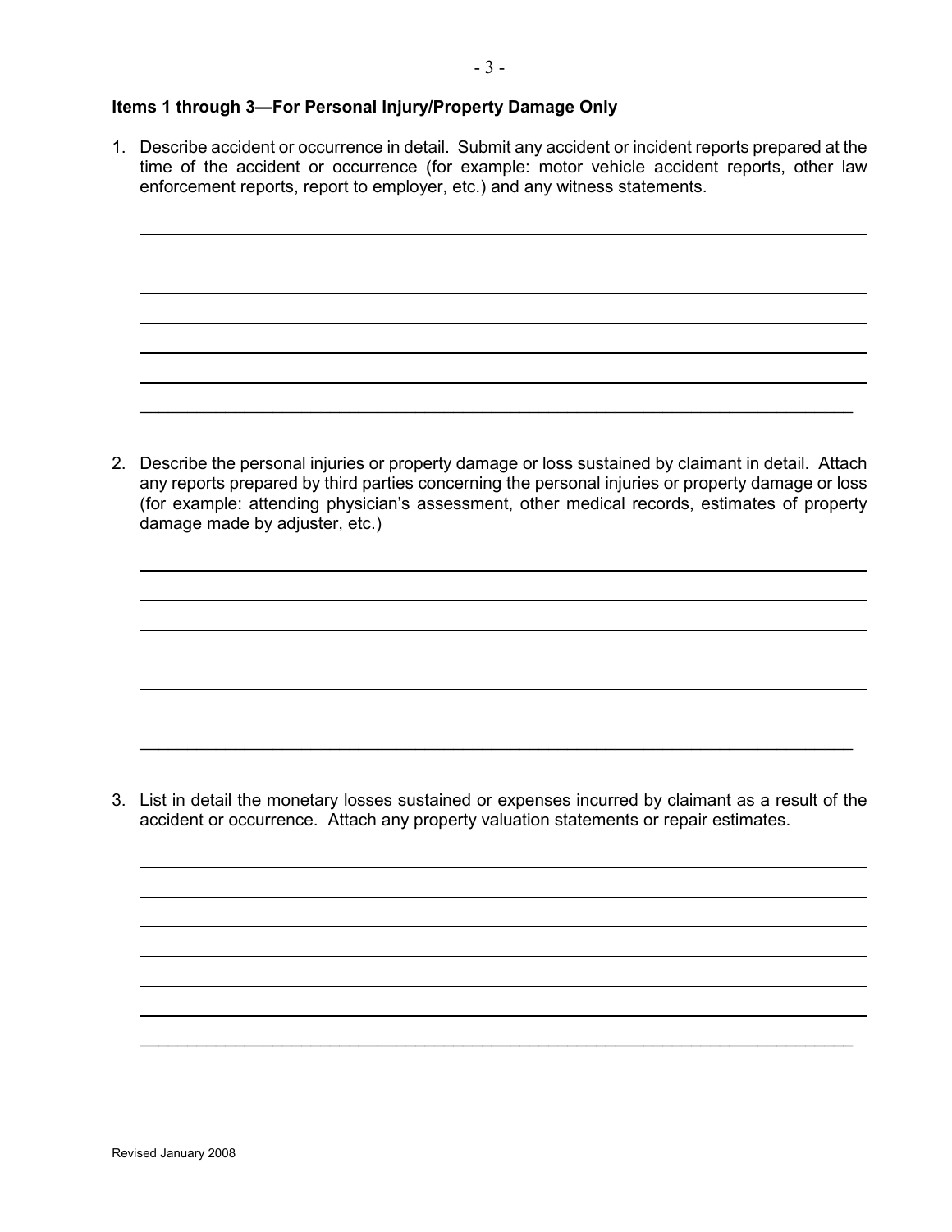**Items 1 through 3—For Personal Injury/Property Damage Only**

1. Describe accident or occurrence in detail. Submit any accident or incident reports prepared at the time of the accident or occurrence (for example: motor vehicle accident reports, other law enforcement reports, report to employer, etc.) and any witness statements.

2. Describe the personal injuries or property damage or loss sustained by claimant in detail. Attach any reports prepared by third parties concerning the personal injuries or property damage or loss (for example: attending physician's assessment, other medical records, estimates of property damage made by adjuster, etc.)

3. List in detail the monetary losses sustained or expenses incurred by claimant as a result of the accident or occurrence. Attach any property valuation statements or repair estimates.

Revised January 2008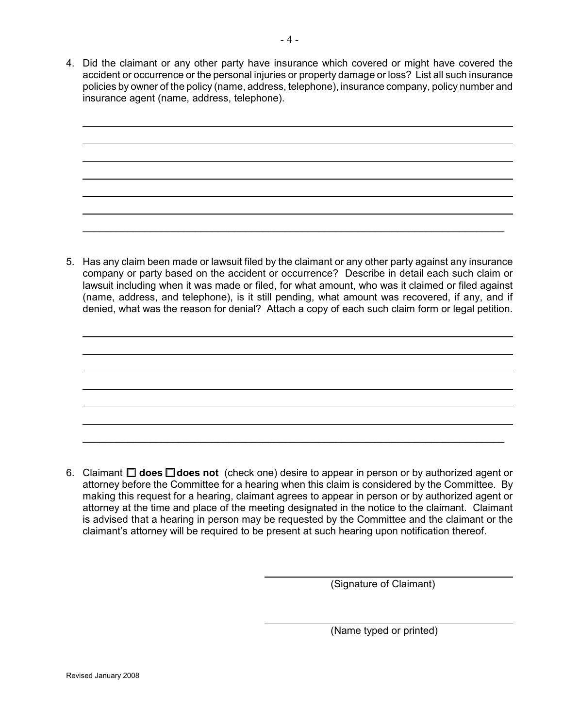4. Did the claimant or any other party have insurance which covered or might have covered the accident or occurrence or the personal injuries or property damage or loss? List all such insurance policies by owner of the policy (name, address, telephone), insurance company, policy number and insurance agent (name, address, telephone).

_______________________________________________________________________________

_______________________________________________________________________________

_______________________________________________________________________________

_______________________________________________________________________________

_______________________________________________________________________________

_______________________________________________________________________________

_______________________________________________________________________________

5. Has any claim been made or lawsuit filed by the claimant or any other party against any insurance company or party based on the accident or occurrence? Describe in detail each such claim or lawsuit including when it was made or filed, for what amount, who was it claimed or filed against (name, address, and telephone), is it still pending, what amount was recovered, if any, and if denied, what was the reason for denial? Attach a copy of each such claim form or legal petition.

_______________________________________________________________________________

_______________________________________________________________________________

_______________________________________________________________________________

_______________________________________________________________________________

_______________________________________________________________________________

_______________________________________________________________________________

_______________________________________________________________________________

6. Claimant ☐ **does** ☐ **does not** (check one) desire to appear in person or by authorized agent or attorney before the Committee for a hearing when this claim is considered by the Committee. By making this request for a hearing, claimant agrees to appear in person or by authorized agent or attorney at the time and place of the meeting designated in the notice to the claimant. Claimant is advised that a hearing in person may be requested by the Committee and the claimant or the claimant's attorney will be required to be present at such hearing upon notification thereof.

_______________________________________
(Signature of Claimant)

_______________________________________
(Name typed or printed)

Revised January 2008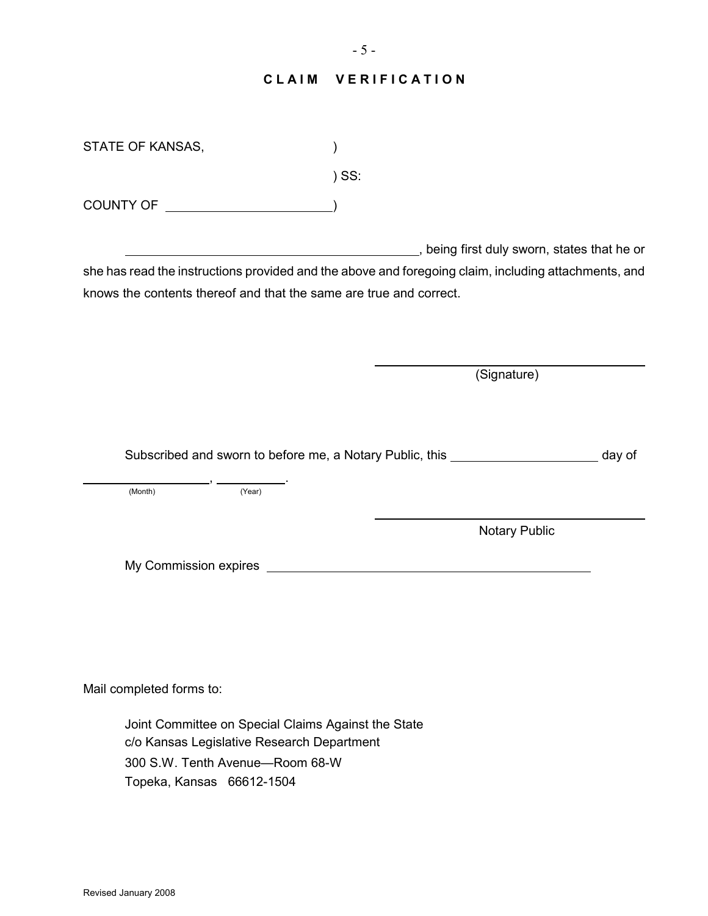## CLAIM VERIFICATION

STATE OF KANSAS, )

) SS:

COUNTY OF \_\_\_\_\_\_\_\_\_\_\_\_\_\_\_\_\_\_\_\_\_\_\_\_)

\_\_\_\_\_\_\_\_\_\_\_\_\_\_\_\_\_\_\_\_\_\_\_\_\_\_\_\_\_\_\_\_\_\_\_\_\_\_\_\_\_\_, being first duly sworn, states that he or she has read the instructions provided and the above and foregoing claim, including attachments, and knows the contents thereof and that the same are true and correct.

\_\_\_\_\_\_\_\_\_\_\_\_\_\_\_\_\_\_\_\_\_\_\_\_\_\_\_\_\_\_\_\_\_\_\_\_\_\_\_\_\_\_
(Signature)

Subscribed and sworn to before me, a Notary Public, this \_\_\_\_\_\_\_\_\_\_\_\_\_\_\_\_\_\_\_\_ day of \_\_\_\_\_\_\_\_\_\_\_\_\_\_\_\_\_\_\_\_, \_\_\_\_\_\_\_\_\_\_.
(Month) (Year)

\_\_\_\_\_\_\_\_\_\_\_\_\_\_\_\_\_\_\_\_\_\_\_\_\_\_\_\_\_\_\_\_\_\_\_\_\_\_\_\_\_\_
Notary Public

My Commission expires \_\_\_\_\_\_\_\_\_\_\_\_\_\_\_\_\_\_\_\_\_\_\_\_\_\_\_\_\_\_\_\_\_\_\_\_\_\_\_\_\_\_

Mail completed forms to:

Joint Committee on Special Claims Against the State
c/o Kansas Legislative Research Department
300 S.W. Tenth Avenue—Room 68-W
Topeka, Kansas 66612-1504

Revised January 2008